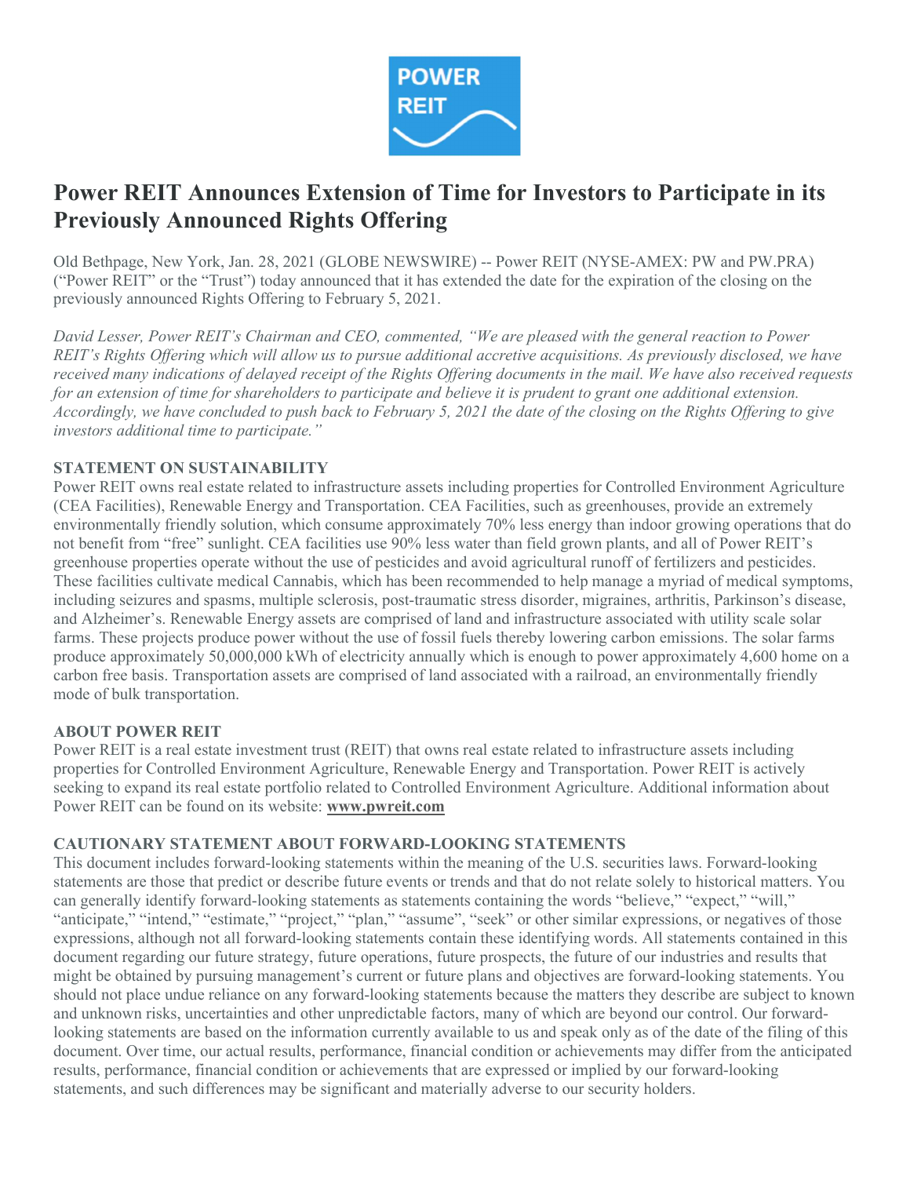# Power REIT Announces Extension of Time for Investors to Participate in its Previously Announced Rights Offering

Old Bethpage, New York, Jan. 28, 2021 (GLOBE NEWSWIRE) -- Power REIT (NYSE-AMEX: PW and PW.PRA) ("Power REIT" or the "Trust") today announced that it has extended the date for the expiration of the closing on the previously announced Rights Offering to February 5, 2021.

*David Lesser, Power REIT's Chairman and CEO, commented, "We are pleased with the general reaction to Power REIT's Rights Offering which will allow us to pursue additional accretive acquisitions. As previously disclosed, we have received many indications of delayed receipt of the Rights Offering documents in the mail. We have also received requests for an extension of time for shareholders to participate and believe it is prudent to grant one additional extension. Accordingly, we have concluded to push back to February 5, 2021 the date of the closing on the Rights Offering to give investors additional time to participate."*

**STATEMENT ON SUSTAINABILITY**

Power REIT owns real estate related to infrastructure assets including properties for Controlled Environment Agriculture (CEA Facilities), Renewable Energy and Transportation. CEA Facilities, such as greenhouses, provide an extremely environmentally friendly solution, which consume approximately 70% less energy than indoor growing operations that do not benefit from "free" sunlight. CEA facilities use 90% less water than field grown plants, and all of Power REIT's greenhouse properties operate without the use of pesticides and avoid agricultural runoff of fertilizers and pesticides. These facilities cultivate medical Cannabis, which has been recommended to help manage a myriad of medical symptoms, including seizures and spasms, multiple sclerosis, post-traumatic stress disorder, migraines, arthritis, Parkinson's disease, and Alzheimer's. Renewable Energy assets are comprised of land and infrastructure associated with utility scale solar farms. These projects produce power without the use of fossil fuels thereby lowering carbon emissions. The solar farms produce approximately 50,000,000 kWh of electricity annually which is enough to power approximately 4,600 home on a carbon free basis. Transportation assets are comprised of land associated with a railroad, an environmentally friendly mode of bulk transportation.

**ABOUT POWER REIT**

Power REIT is a real estate investment trust (REIT) that owns real estate related to infrastructure assets including properties for Controlled Environment Agriculture, Renewable Energy and Transportation. Power REIT is actively seeking to expand its real estate portfolio related to Controlled Environment Agriculture. Additional information about Power REIT can be found on its website: **www.pwreit.com**

**CAUTIONARY STATEMENT ABOUT FORWARD-LOOKING STATEMENTS**

This document includes forward-looking statements within the meaning of the U.S. securities laws. Forward-looking statements are those that predict or describe future events or trends and that do not relate solely to historical matters. You can generally identify forward-looking statements as statements containing the words "believe," "expect," "will," "anticipate," "intend," "estimate," "project," "plan," "assume", "seek" or other similar expressions, or negatives of those expressions, although not all forward-looking statements contain these identifying words. All statements contained in this document regarding our future strategy, future operations, future prospects, the future of our industries and results that might be obtained by pursuing management's current or future plans and objectives are forward-looking statements. You should not place undue reliance on any forward-looking statements because the matters they describe are subject to known and unknown risks, uncertainties and other unpredictable factors, many of which are beyond our control. Our forward-looking statements are based on the information currently available to us and speak only as of the date of the filing of this document. Over time, our actual results, performance, financial condition or achievements may differ from the anticipated results, performance, financial condition or achievements that are expressed or implied by our forward-looking statements, and such differences may be significant and materially adverse to our security holders.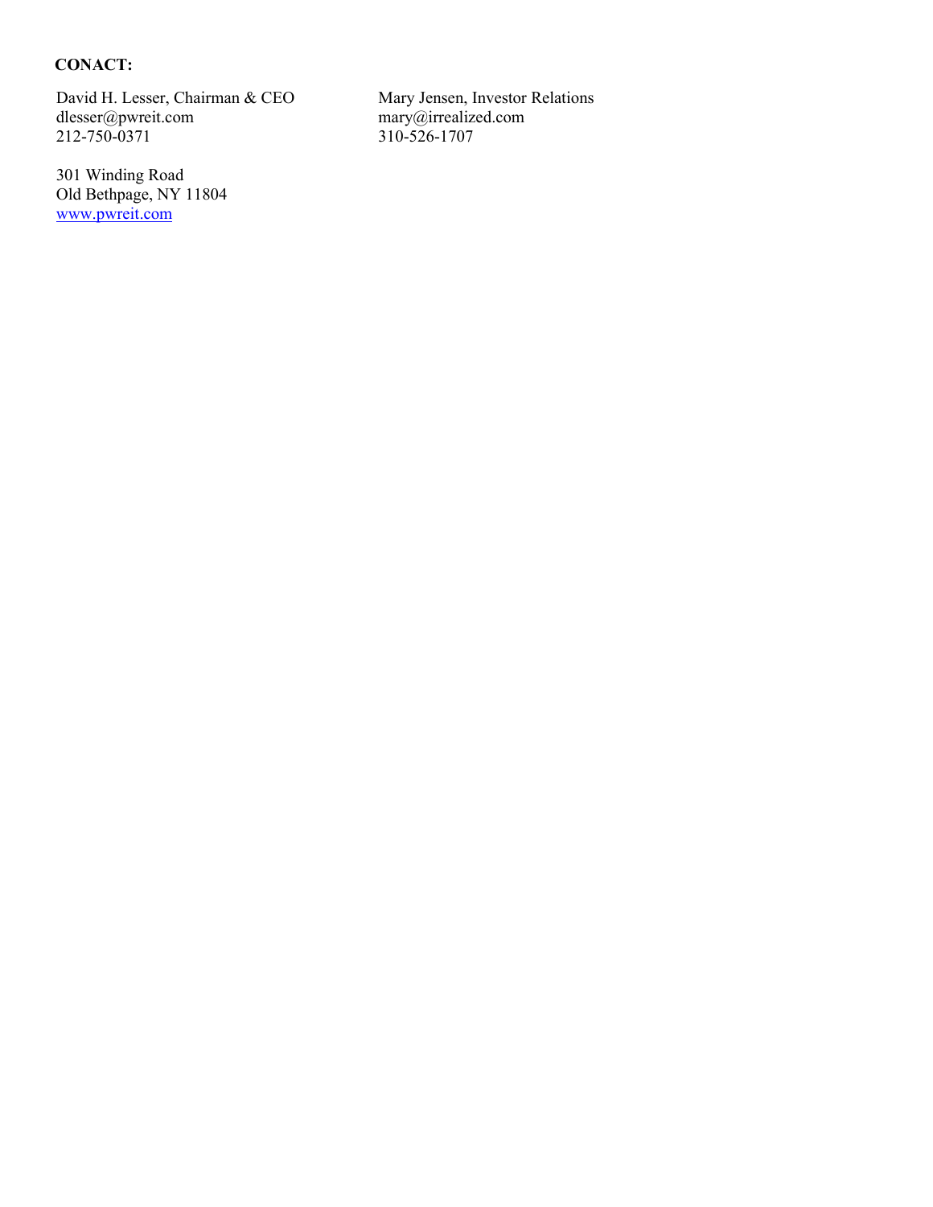**CONACT:**

David H. Lesser, Chairman & CEO
dlesser@pwreit.com
212-750-0371

Mary Jensen, Investor Relations
mary@irrealized.com
310-526-1707

301 Winding Road
Old Bethpage, NY 11804
www.pwreit.com